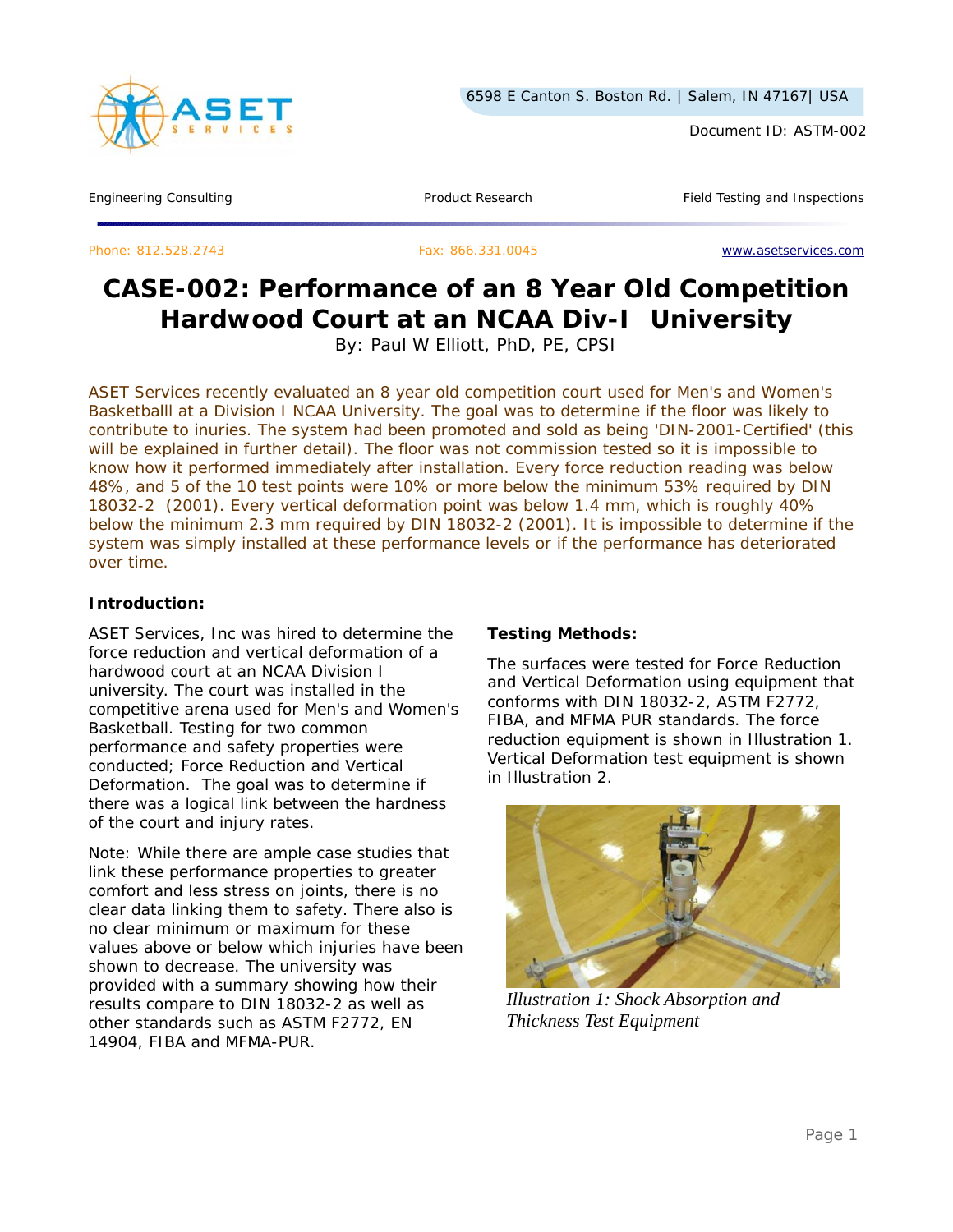6598 E Canton S. Boston Rd. | Salem, IN 47167| USA

Document ID: ASTM-002

Engineering Consulting | Product Research | Field Testing and Inspections

Phone: 812.528.2743 Fax: 866.331.0045 www.asetservices.com

# CASE-002: Performance of an 8 Year Old Competition Hardwood Court at an NCAA Div-I University

By: Paul W Elliott, PhD, PE, CPSI

ASET Services recently evaluated an 8 year old competition court used for Men's and Women's Basketballl at a Division I NCAA University. The goal was to determine if the floor was likely to contribute to inuries. The system had been promoted and sold as being 'DIN-2001-Certified' (this will be explained in further detail). The floor was not commission tested so it is impossible to know how it performed immediately after installation. Every force reduction reading was below 48%, and 5 of the 10 test points were 10% or more below the minimum 53% required by DIN 18032-2 (2001). Every vertical deformation point was below 1.4 mm, which is roughly 40% below the minimum 2.3 mm required by DIN 18032-2 (2001). It is impossible to determine if the system was simply installed at these performance levels or if the performance has deteriorated over time.

**Introduction:**

ASET Services, Inc was hired to determine the force reduction and vertical deformation of a hardwood court at an NCAA Division I university. The court was installed in the competitive arena used for Men's and Women's Basketball. Testing for two common performance and safety properties were conducted; Force Reduction and Vertical Deformation. The goal was to determine if there was a logical link between the hardness of the court and injury rates.

Note: While there are ample case studies that link these performance properties to greater comfort and less stress on joints, there is no clear data linking them to safety. There also is no clear minimum or maximum for these values above or below which injuries have been shown to decrease. The university was provided with a summary showing how their results compare to DIN 18032-2 as well as other standards such as ASTM F2772, EN 14904, FIBA and MFMA-PUR.

**Testing Methods:**

The surfaces were tested for Force Reduction and Vertical Deformation using equipment that conforms with DIN 18032-2, ASTM F2772, FIBA, and MFMA PUR standards. The force reduction equipment is shown in Illustration 1. Vertical Deformation test equipment is shown in Illustration 2.

*Illustration 1: Shock Absorption and Thickness Test Equipment*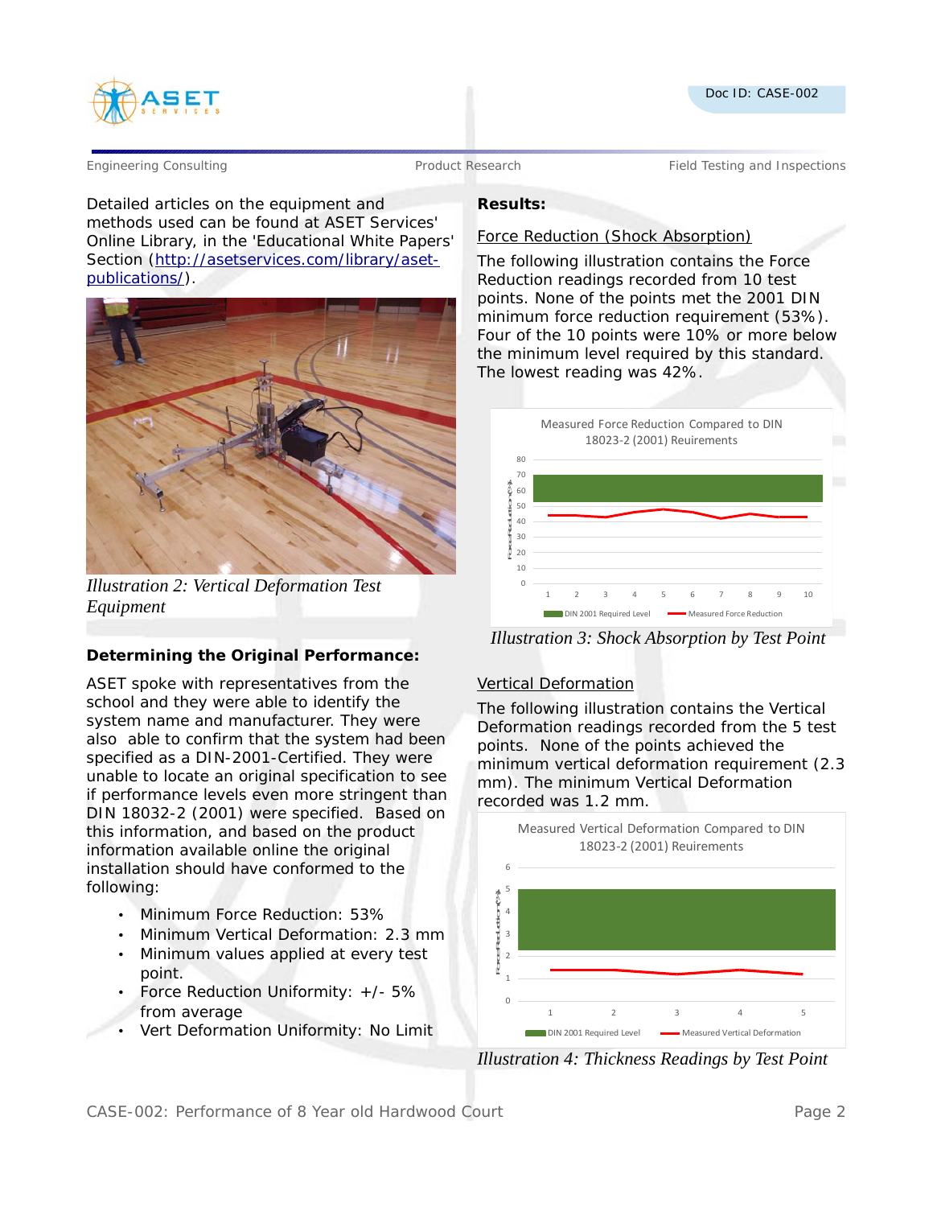Detailed articles on the equipment and methods used can be found at ASET Services' Online Library, in the 'Educational White Papers' Section ([http://asetservices.com/library/aset-publications/](http://asetservices.com/library/aset-publications/)).

*Illustration 2: Vertical Deformation Test Equipment*

### Determining the Original Performance:

ASET spoke with representatives from the school and they were able to identify the system name and manufacturer. They were also able to confirm that the system had been specified as a DIN-2001-Certified. They were unable to locate an original specification to see if performance levels even more stringent than DIN 18032-2 (2001) were specified. Based on this information, and based on the product information available online the original installation should have conformed to the following:

- Minimum Force Reduction: 53%
- Minimum Vertical Deformation: 2.3 mm
- Minimum values applied at every test point.
- Force Reduction Uniformity: +/- 5% from average
- Vert Deformation Uniformity: No Limit

### Results:

<u>Force Reduction (Shock Absorption)</u>

The following illustration contains the Force Reduction readings recorded from 10 test points. None of the points met the 2001 DIN minimum force reduction requirement (53%). Four of the 10 points were 10% or more below the minimum level required by this standard. The lowest reading was 42%.

*Illustration 3: Shock Absorption by Test Point*

<u>Vertical Deformation</u>

The following illustration contains the Vertical Deformation readings recorded from the 5 test points. None of the points achieved the minimum vertical deformation requirement (2.3 mm). The minimum Vertical Deformation recorded was 1.2 mm.

*Illustration 4: Thickness Readings by Test Point*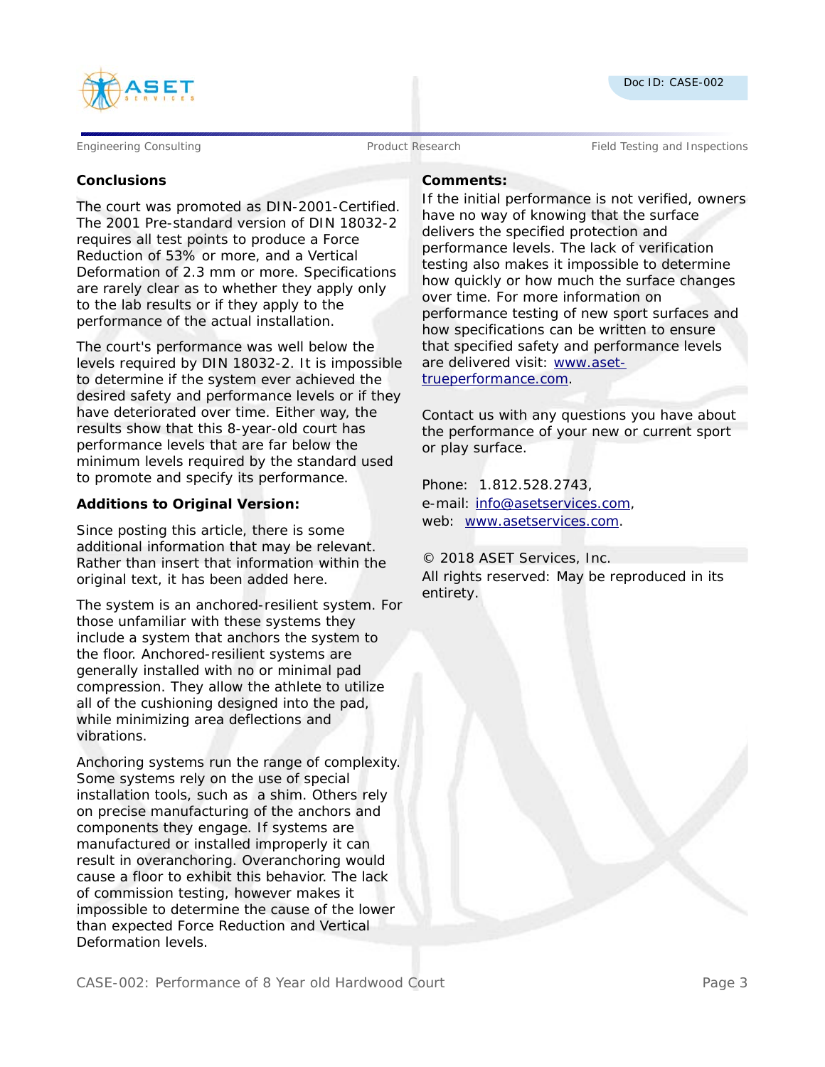## Conclusions

The court was promoted as DIN-2001-Certified. The 2001 Pre-standard version of DIN 18032-2 requires all test points to produce a Force Reduction of 53% or more, and a Vertical Deformation of 2.3 mm or more. Specifications are rarely clear as to whether they apply only to the lab results or if they apply to the performance of the actual installation.

The court's performance was well below the levels required by DIN 18032-2. It is impossible to determine if the system ever achieved the desired safety and performance levels or if they have deteriorated over time. Either way, the results show that this 8-year-old court has performance levels that are far below the minimum levels required by the standard used to promote and specify its performance.

## Additions to Original Version:

Since posting this article, there is some additional information that may be relevant. Rather than insert that information within the original text, it has been added here.

The system is an anchored-resilient system. For those unfamiliar with these systems they include a system that anchors the system to the floor. Anchored-resilient systems are generally installed with no or minimal pad compression. They allow the athlete to utilize all of the cushioning designed into the pad, while minimizing area deflections and vibrations.

Anchoring systems run the range of complexity. Some systems rely on the use of special installation tools, such as a shim. Others rely on precise manufacturing of the anchors and components they engage. If systems are manufactured or installed improperly it can result in overanchoring. Overanchoring would cause a floor to exhibit this behavior. The lack of commission testing, however makes it impossible to determine the cause of the lower than expected Force Reduction and Vertical Deformation levels.

## Comments:

If the initial performance is not verified, owners have no way of knowing that the surface delivers the specified protection and performance levels. The lack of verification testing also makes it impossible to determine how quickly or how much the surface changes over time. For more information on performance testing of new sport surfaces and how specifications can be written to ensure that specified safety and performance levels are delivered visit: [www.aset-trueperformance.com](www.aset-trueperformance.com).

Contact us with any questions you have about the performance of your new or current sport or play surface.

Phone: 1.812.528.2743,
e-mail: [info@asetservices.com](mailto:info@asetservices.com),
web: [www.asetservices.com](www.asetservices.com).

© 2018 ASET Services, Inc.
All rights reserved: May be reproduced in its entirety.